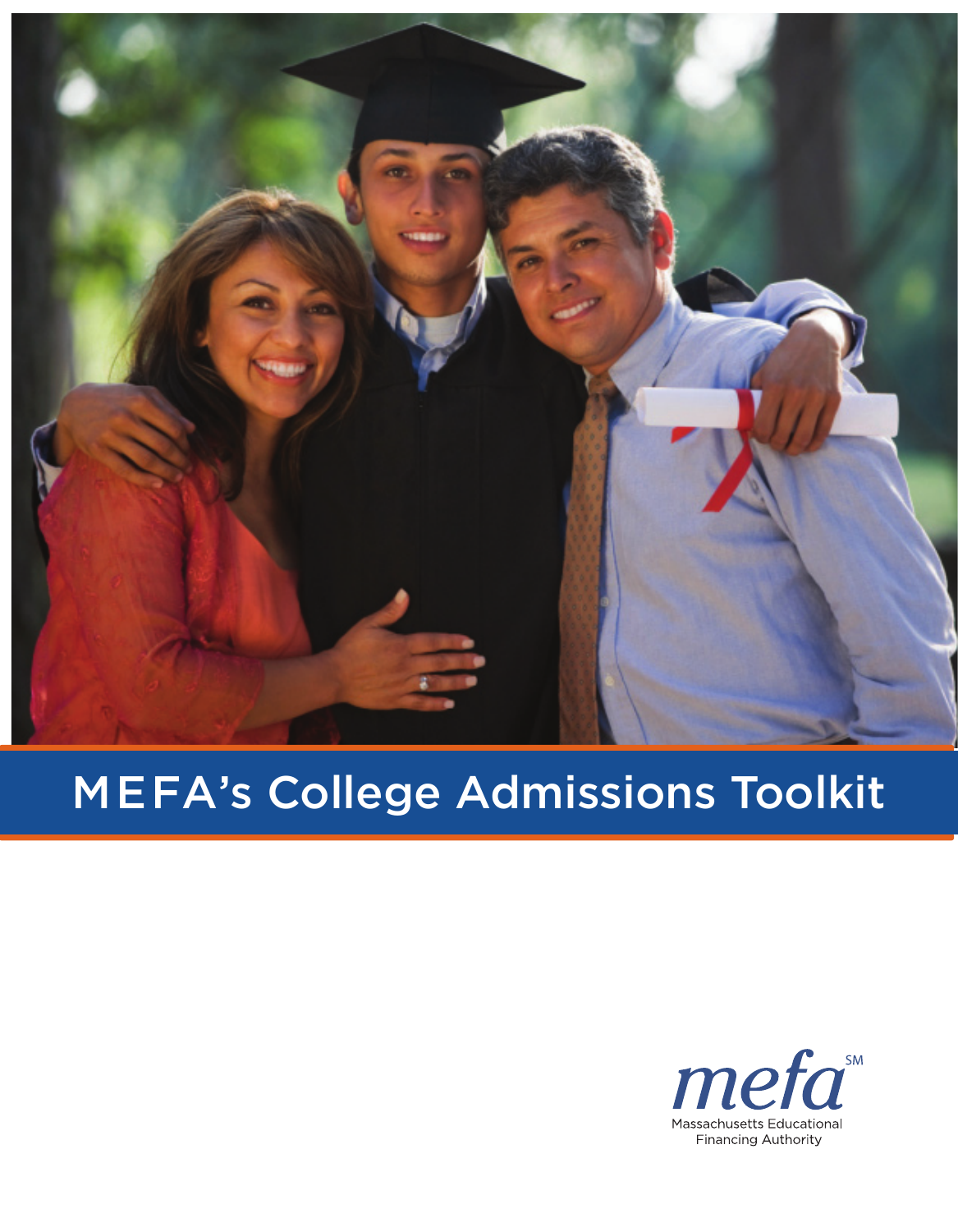# MEFA's College Admissions Toolkit

mefa[SM]

Massachusetts Educational Financing Authority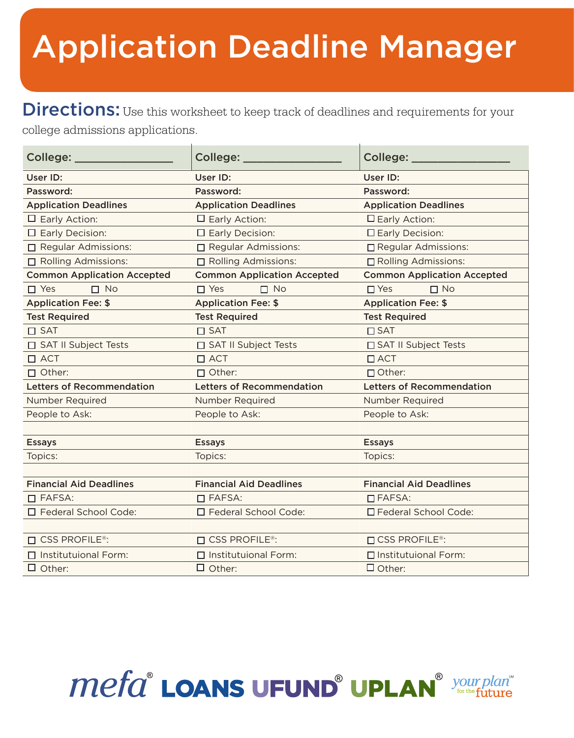# Application Deadline Manager

**Directions:** Use this worksheet to keep track of deadlines and requirements for your college admissions applications.

| **College: _______________** | **College: _______________** | **College: _______________** |
|---|---|---|
| **User ID:** | **User ID:** | **User ID:** |
| **Password:** | **Password:** | **Password:** |
| **Application Deadlines** | **Application Deadlines** | **Application Deadlines** |
| ☐ Early Action: | ☐ Early Action: | ☐ Early Action: |
| ☐ Early Decision: | ☐ Early Decision: | ☐ Early Decision: |
| ☐ Regular Admissions: | ☐ Regular Admissions: | ☐ Regular Admissions: |
| ☐ Rolling Admissions: | ☐ Rolling Admissions: | ☐ Rolling Admissions: |
| **Common Application Accepted** | **Common Application Accepted** | **Common Application Accepted** |
| ☐ Yes ☐ No | ☐ Yes ☐ No | ☐ Yes ☐ No |
| **Application Fee: $** | **Application Fee: $** | **Application Fee: $** |
| **Test Required** | **Test Required** | **Test Required** |
| ☐ SAT | ☐ SAT | ☐ SAT |
| ☐ SAT II Subject Tests | ☐ SAT II Subject Tests | ☐ SAT II Subject Tests |
| ☐ ACT | ☐ ACT | ☐ ACT |
| ☐ Other: | ☐ Other: | ☐ Other: |
| **Letters of Recommendation** | **Letters of Recommendation** | **Letters of Recommendation** |
| Number Required | Number Required | Number Required |
| People to Ask: | People to Ask: | People to Ask: |
| | | |
| **Essays** | **Essays** | **Essays** |
| Topics: | Topics: | Topics: |
| | | |
| **Financial Aid Deadlines** | **Financial Aid Deadlines** | **Financial Aid Deadlines** |
| ☐ FAFSA: | ☐ FAFSA: | ☐ FAFSA: |
| ☐ Federal School Code: | ☐ Federal School Code: | ☐ Federal School Code: |
| | | |
| ☐ CSS PROFILE®: | ☐ CSS PROFILE®: | ☐ CSS PROFILE®: |
| ☐ Institutuional Form: | ☐ Institutuional Form: | ☐ Institutuional Form: |
| ☐ Other: | ☐ Other: | ☐ Other: |

mefa® LOANS UFUND® UPLAN® your plan for the future℠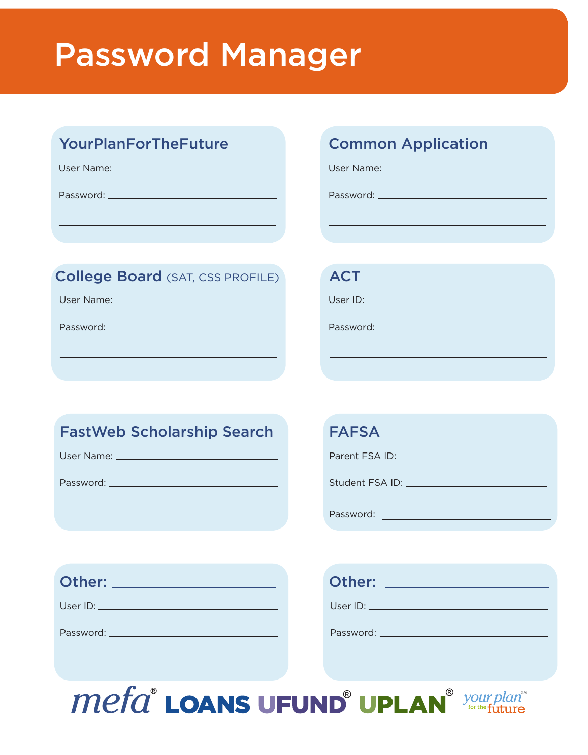# Password Manager

## YourPlanForTheFuture

User Name: ______________________

Password: ______________________

______________________

## Common Application

User Name: ______________________

Password: ______________________

______________________

## College Board (SAT, CSS PROFILE)

User Name: ______________________

Password: ______________________

______________________

## ACT

User ID: ______________________

Password: ______________________

______________________

## FastWeb Scholarship Search

User Name: ______________________

Password: ______________________

______________________

## FAFSA

Parent FSA ID: ______________________

Student FSA ID: ______________________

Password: ______________________

## Other: ______________________

User ID: ______________________

Password: ______________________

______________________

## Other: ______________________

User ID: ______________________

Password: ______________________

______________________

mefa® LOANS UFUND® UPLAN® your plan℠ for the future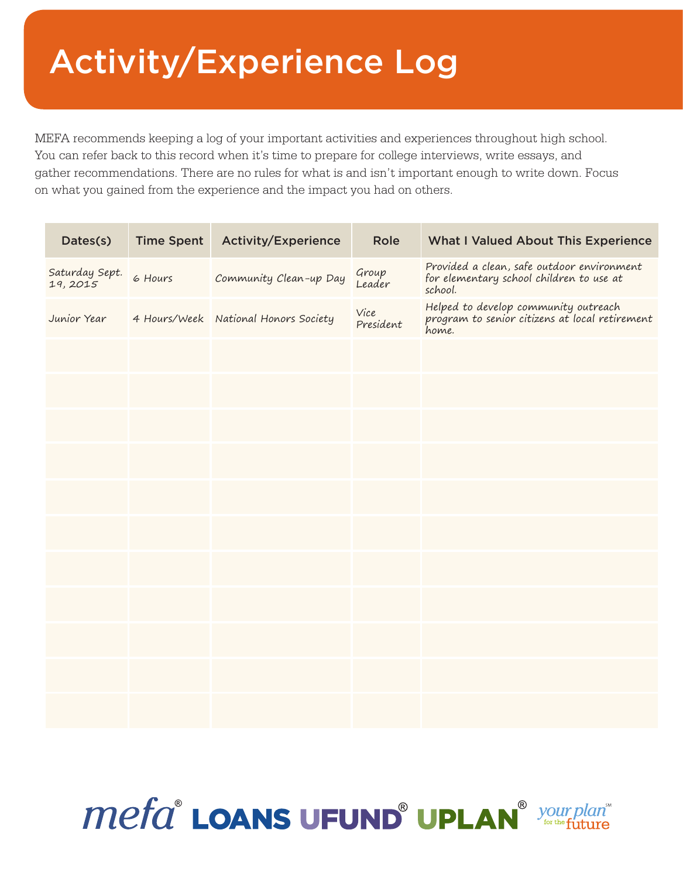# Activity/Experience Log

MEFA recommends keeping a log of your important activities and experiences throughout high school. You can refer back to this record when it's time to prepare for college interviews, write essays, and gather recommendations. There are no rules for what is and isn't important enough to write down. Focus on what you gained from the experience and the impact you had on others.

| Dates(s) | Time Spent | Activity/Experience | Role | What I Valued About This Experience |
|---|---|---|---|---|
| Saturday Sept. 19, 2015 | 6 Hours | Community Clean-up Day | Group Leader | Provided a clean, safe outdoor environment for elementary school children to use at school. |
| Junior Year | 4 Hours/Week | National Honors Society | Vice President | Helped to develop community outreach program to senior citizens at local retirement home. |
| | | | | |
| | | | | |
| | | | | |
| | | | | |
| | | | | |
| | | | | |
| | | | | |
| | | | | |
| | | | | |
| | | | | |
| | | | | |

mefa® LOANS UFUND® UPLAN® your plan℠ for the future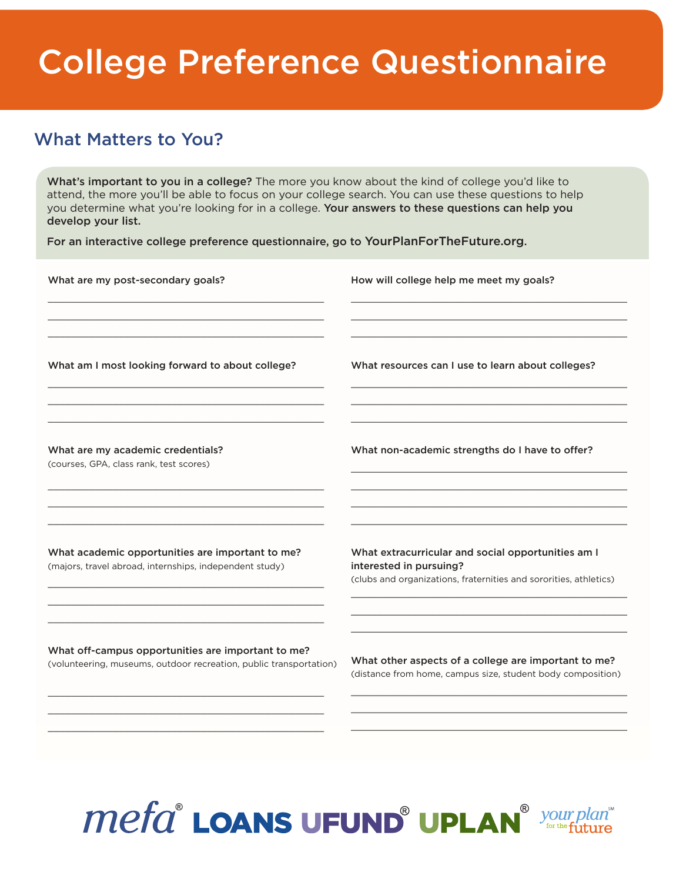# College Preference Questionnaire

## What Matters to You?

**What's important to you in a college?** The more you know about the kind of college you'd like to attend, the more you'll be able to focus on your college search. You can use these questions to help you determine what you're looking for in a college. **Your answers to these questions can help you develop your list.**

**For an interactive college preference questionnaire, go to YourPlanForTheFuture.org.**

**What are my post-secondary goals?**

______________________________________________

______________________________________________

______________________________________________

**What am I most looking forward to about college?**

______________________________________________

______________________________________________

______________________________________________

**What are my academic credentials?**
(courses, GPA, class rank, test scores)

______________________________________________

______________________________________________

______________________________________________

**What academic opportunities are important to me?**
(majors, travel abroad, internships, independent study)

______________________________________________

______________________________________________

______________________________________________

**What off-campus opportunities are important to me?**
(volunteering, museums, outdoor recreation, public transportation)

______________________________________________

______________________________________________

______________________________________________

**How will college help me meet my goals?**

______________________________________________

______________________________________________

______________________________________________

**What resources can I use to learn about colleges?**

______________________________________________

______________________________________________

______________________________________________

**What non-academic strengths do I have to offer?**

______________________________________________

______________________________________________

______________________________________________

______________________________________________

**What extracurricular and social opportunities am I interested in pursuing?**
(clubs and organizations, fraternities and sororities, athletics)

______________________________________________

______________________________________________

______________________________________________

**What other aspects of a college are important to me?**
(distance from home, campus size, student body composition)

______________________________________________

______________________________________________

______________________________________________

mefa® LOANS UFUND® UPLAN® your plan for the future℠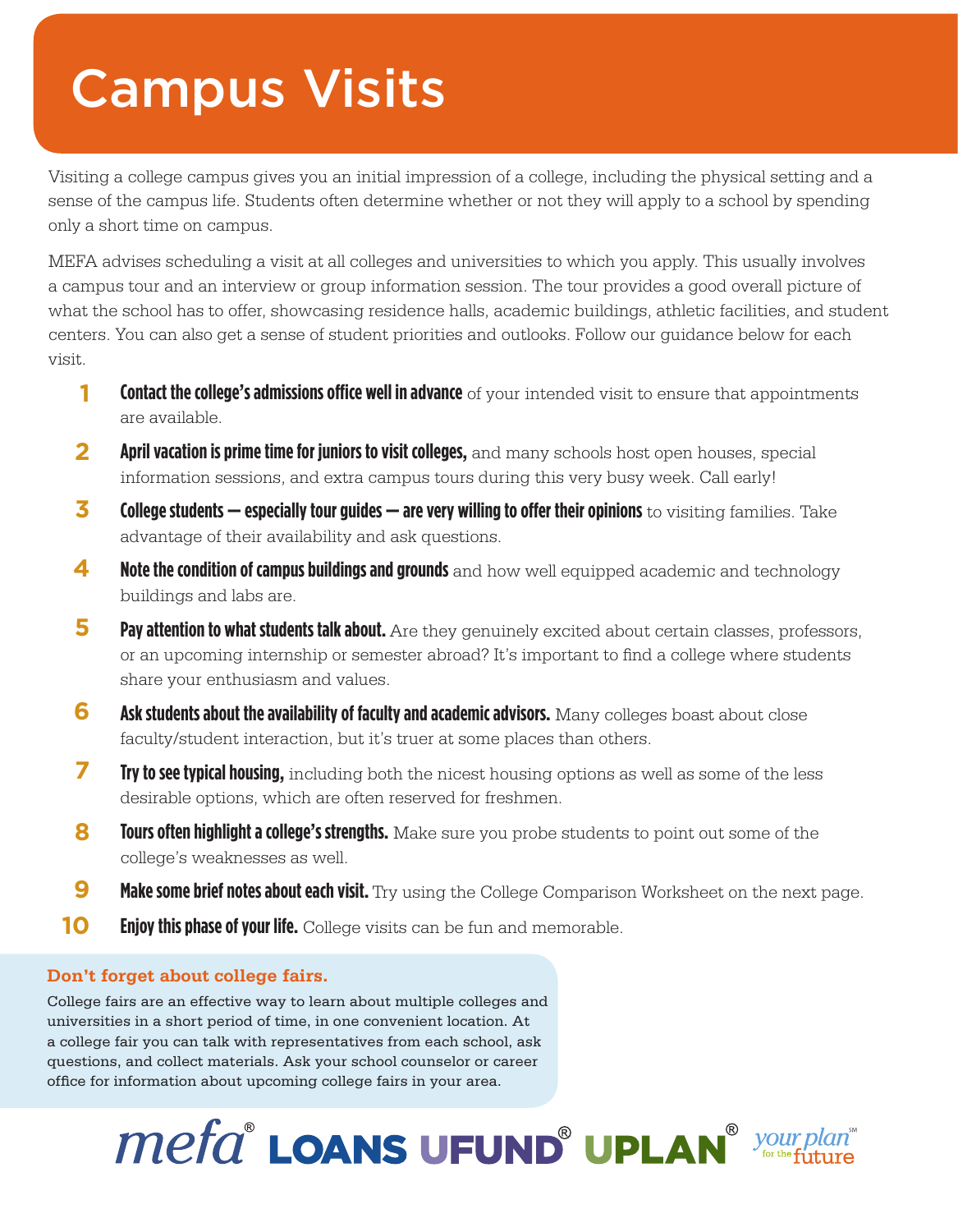# Campus Visits

Visiting a college campus gives you an initial impression of a college, including the physical setting and a sense of the campus life. Students often determine whether or not they will apply to a school by spending only a short time on campus.

MEFA advises scheduling a visit at all colleges and universities to which you apply. This usually involves a campus tour and an interview or group information session. The tour provides a good overall picture of what the school has to offer, showcasing residence halls, academic buildings, athletic facilities, and student centers. You can also get a sense of student priorities and outlooks. Follow our guidance below for each visit.

1. **Contact the college's admissions office well in advance** of your intended visit to ensure that appointments are available.
2. **April vacation is prime time for juniors to visit colleges,** and many schools host open houses, special information sessions, and extra campus tours during this very busy week. Call early!
3. **College students — especially tour guides — are very willing to offer their opinions** to visiting families. Take advantage of their availability and ask questions.
4. **Note the condition of campus buildings and grounds** and how well equipped academic and technology buildings and labs are.
5. **Pay attention to what students talk about.** Are they genuinely excited about certain classes, professors, or an upcoming internship or semester abroad? It's important to find a college where students share your enthusiasm and values.
6. **Ask students about the availability of faculty and academic advisors.** Many colleges boast about close faculty/student interaction, but it's truer at some places than others.
7. **Try to see typical housing,** including both the nicest housing options as well as some of the less desirable options, which are often reserved for freshmen.
8. **Tours often highlight a college's strengths.** Make sure you probe students to point out some of the college's weaknesses as well.
9. **Make some brief notes about each visit.** Try using the College Comparison Worksheet on the next page.
10. **Enjoy this phase of your life.** College visits can be fun and memorable.

**Don't forget about college fairs.**

College fairs are an effective way to learn about multiple colleges and universities in a short period of time, in one convenient location. At a college fair you can talk with representatives from each school, ask questions, and collect materials. Ask your school counselor or career office for information about upcoming college fairs in your area.

mefa® LOANS UFUND® UPLAN® your plan℠ for the future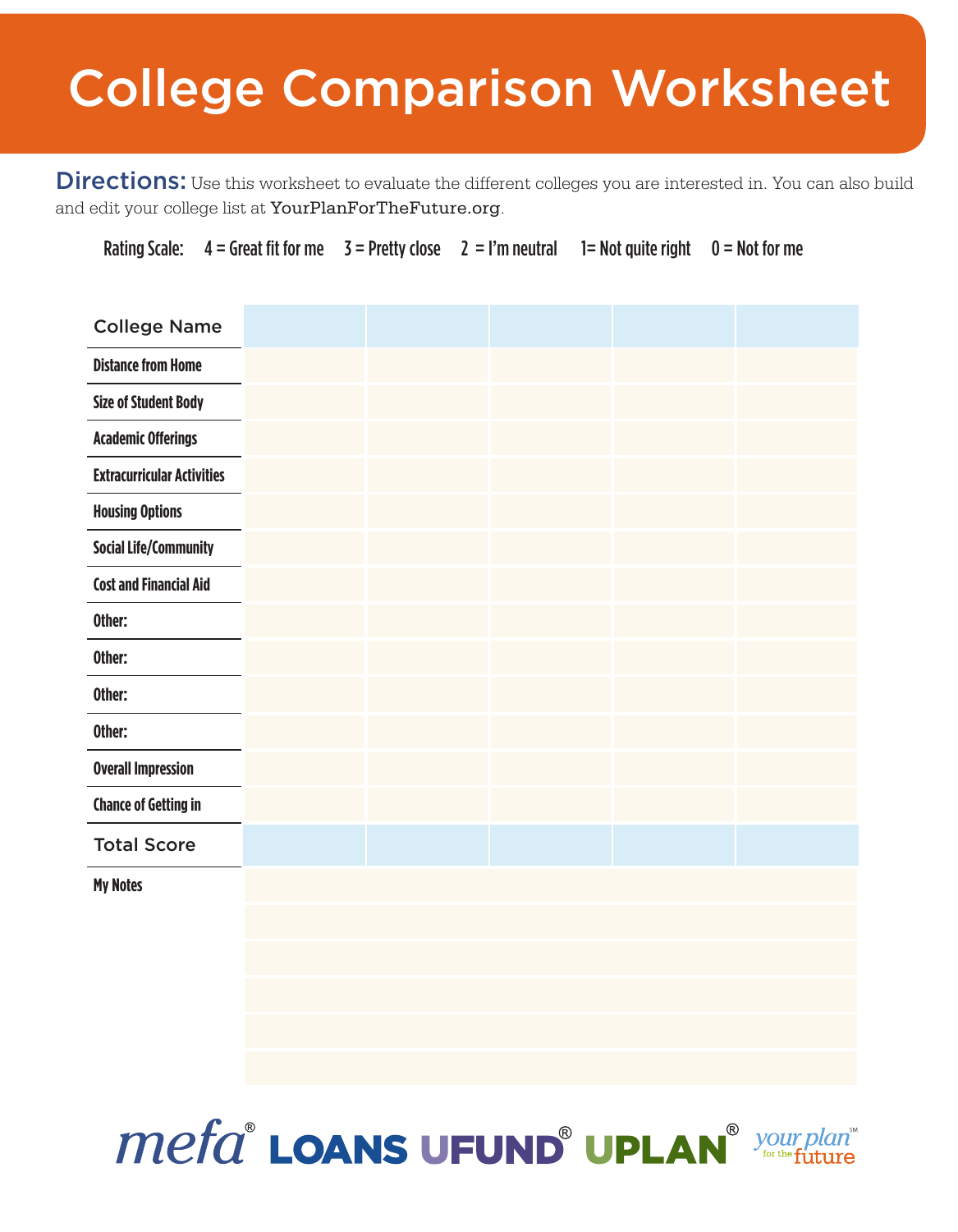# College Comparison Worksheet

**Directions:** Use this worksheet to evaluate the different colleges you are interested in. You can also build and edit your college list at YourPlanForTheFuture.org.

Rating Scale: 4 = Great fit for me 3 = Pretty close 2 = I'm neutral 1= Not quite right 0 = Not for me

| College Name | | | | | |
|---|---|---|---|---|---|
| **Distance from Home** | | | | | |
| **Size of Student Body** | | | | | |
| **Academic Offerings** | | | | | |
| **Extracurricular Activities** | | | | | |
| **Housing Options** | | | | | |
| **Social Life/Community** | | | | | |
| **Cost and Financial Aid** | | | | | |
| **Other:** | | | | | |
| **Other:** | | | | | |
| **Other:** | | | | | |
| **Other:** | | | | | |
| **Overall Impression** | | | | | |
| **Chance of Getting in** | | | | | |
| Total Score | | | | | |

**My Notes**

mefa® LOANS UFUND® UPLAN® your plan for the future℠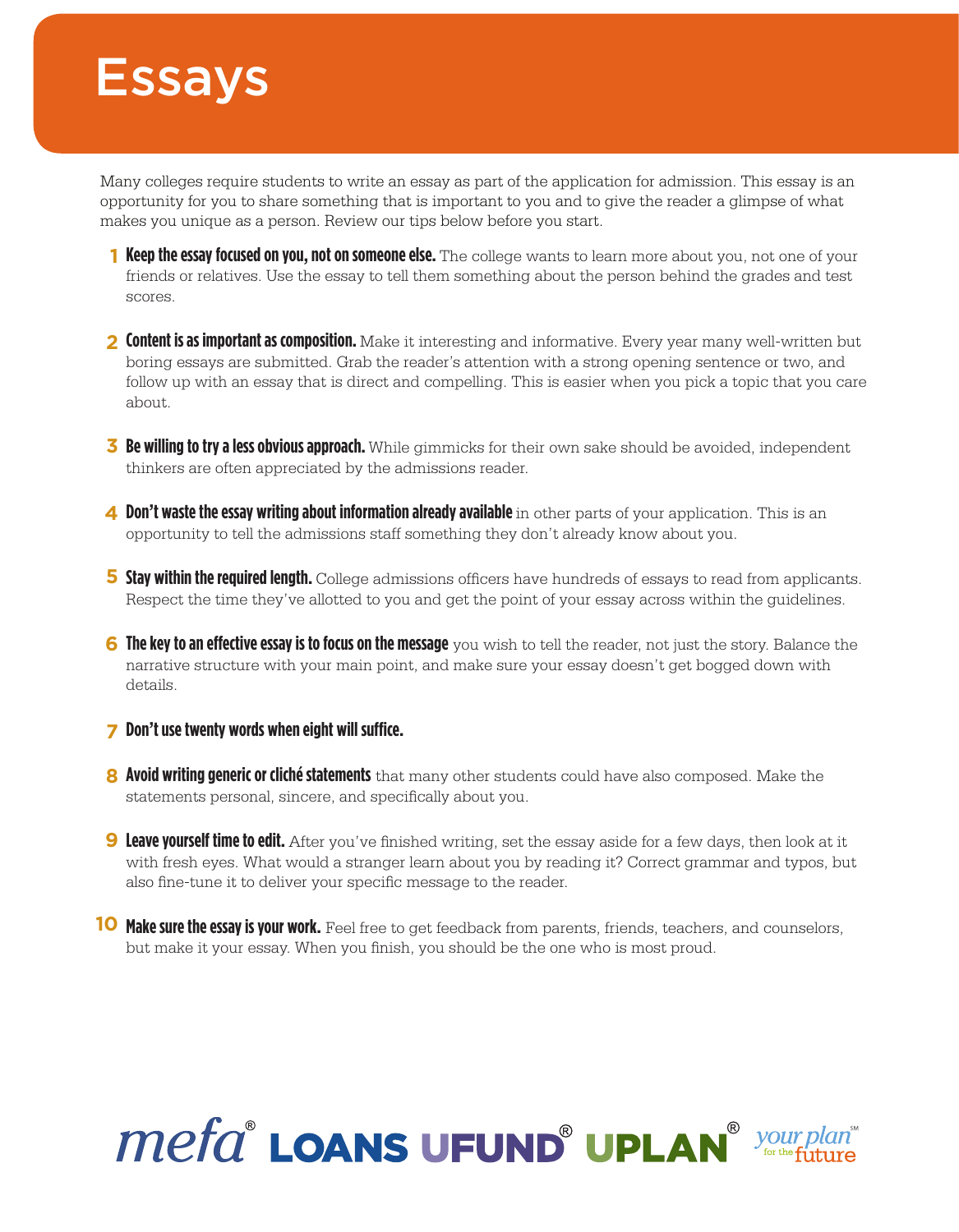# Essays

Many colleges require students to write an essay as part of the application for admission. This essay is an opportunity for you to share something that is important to you and to give the reader a glimpse of what makes you unique as a person. Review our tips below before you start.

1. **Keep the essay focused on you, not on someone else.** The college wants to learn more about you, not one of your friends or relatives. Use the essay to tell them something about the person behind the grades and test scores.

2. **Content is as important as composition.** Make it interesting and informative. Every year many well-written but boring essays are submitted. Grab the reader's attention with a strong opening sentence or two, and follow up with an essay that is direct and compelling. This is easier when you pick a topic that you care about.

3. **Be willing to try a less obvious approach.** While gimmicks for their own sake should be avoided, independent thinkers are often appreciated by the admissions reader.

4. **Don't waste the essay writing about information already available** in other parts of your application. This is an opportunity to tell the admissions staff something they don't already know about you.

5. **Stay within the required length.** College admissions officers have hundreds of essays to read from applicants. Respect the time they've allotted to you and get the point of your essay across within the guidelines.

6. **The key to an effective essay is to focus on the message** you wish to tell the reader, not just the story. Balance the narrative structure with your main point, and make sure your essay doesn't get bogged down with details.

7. **Don't use twenty words when eight will suffice.**

8. **Avoid writing generic or cliché statements** that many other students could have also composed. Make the statements personal, sincere, and specifically about you.

9. **Leave yourself time to edit.** After you've finished writing, set the essay aside for a few days, then look at it with fresh eyes. What would a stranger learn about you by reading it? Correct grammar and typos, but also fine-tune it to deliver your specific message to the reader.

10. **Make sure the essay is your work.** Feel free to get feedback from parents, friends, teachers, and counselors, but make it your essay. When you finish, you should be the one who is most proud.

mefa® LOANS UFUND® UPLAN® your plan℠ for the future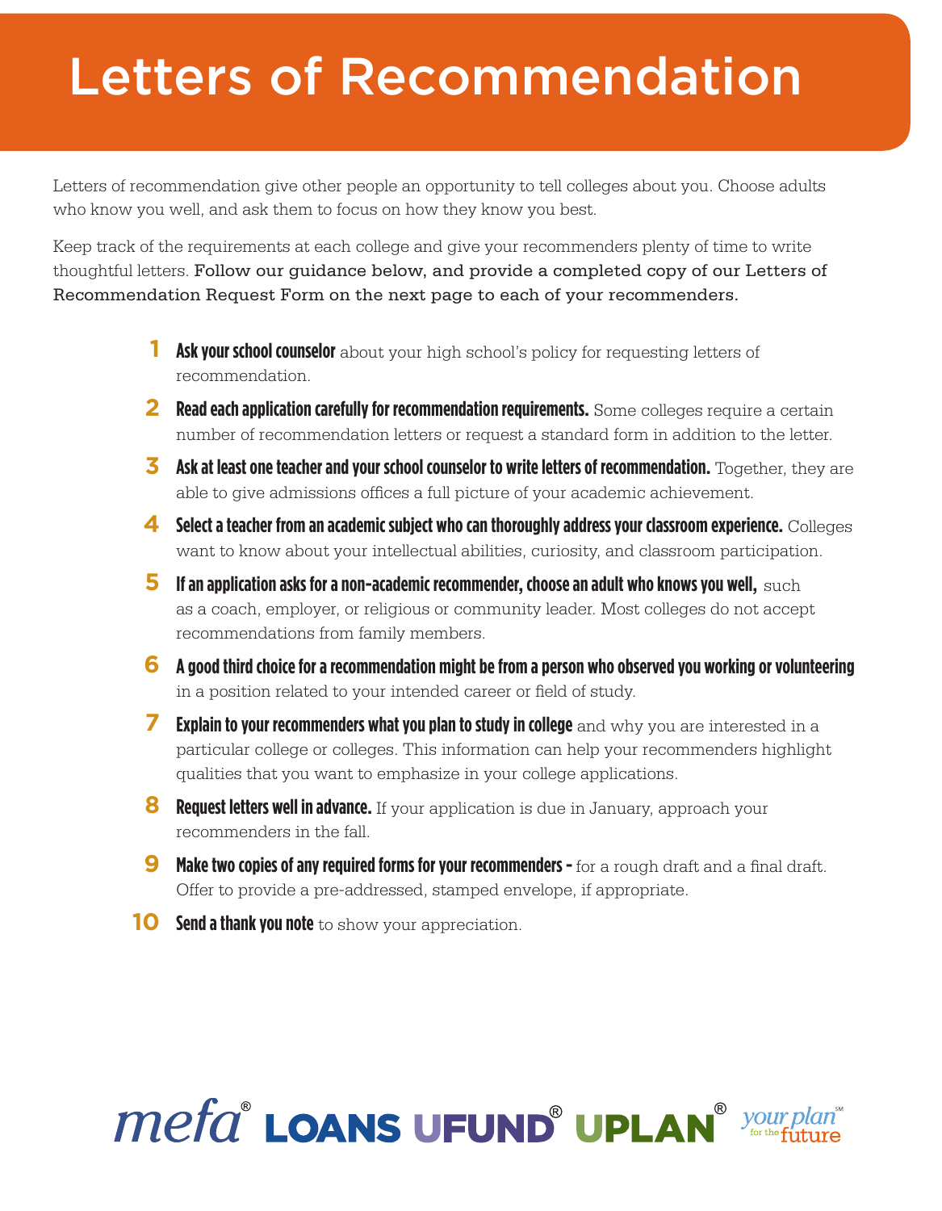# Letters of Recommendation

Letters of recommendation give other people an opportunity to tell colleges about you. Choose adults who know you well, and ask them to focus on how they know you best.

Keep track of the requirements at each college and give your recommenders plenty of time to write thoughtful letters. Follow our guidance below, and provide a completed copy of our Letters of Recommendation Request Form on the next page to each of your recommenders.

1. **Ask your school counselor** about your high school's policy for requesting letters of recommendation.
2. **Read each application carefully for recommendation requirements.** Some colleges require a certain number of recommendation letters or request a standard form in addition to the letter.
3. **Ask at least one teacher and your school counselor to write letters of recommendation.** Together, they are able to give admissions offices a full picture of your academic achievement.
4. **Select a teacher from an academic subject who can thoroughly address your classroom experience.** Colleges want to know about your intellectual abilities, curiosity, and classroom participation.
5. **If an application asks for a non-academic recommender, choose an adult who knows you well,** such as a coach, employer, or religious or community leader. Most colleges do not accept recommendations from family members.
6. **A good third choice for a recommendation might be from a person who observed you working or volunteering** in a position related to your intended career or field of study.
7. **Explain to your recommenders what you plan to study in college** and why you are interested in a particular college or colleges. This information can help your recommenders highlight qualities that you want to emphasize in your college applications.
8. **Request letters well in advance.** If your application is due in January, approach your recommenders in the fall.
9. **Make two copies of any required forms for your recommenders -** for a rough draft and a final draft. Offer to provide a pre-addressed, stamped envelope, if appropriate.
10. **Send a thank you note** to show your appreciation.

mefa® LOANS UFUND® UPLAN® your plan℠ for the future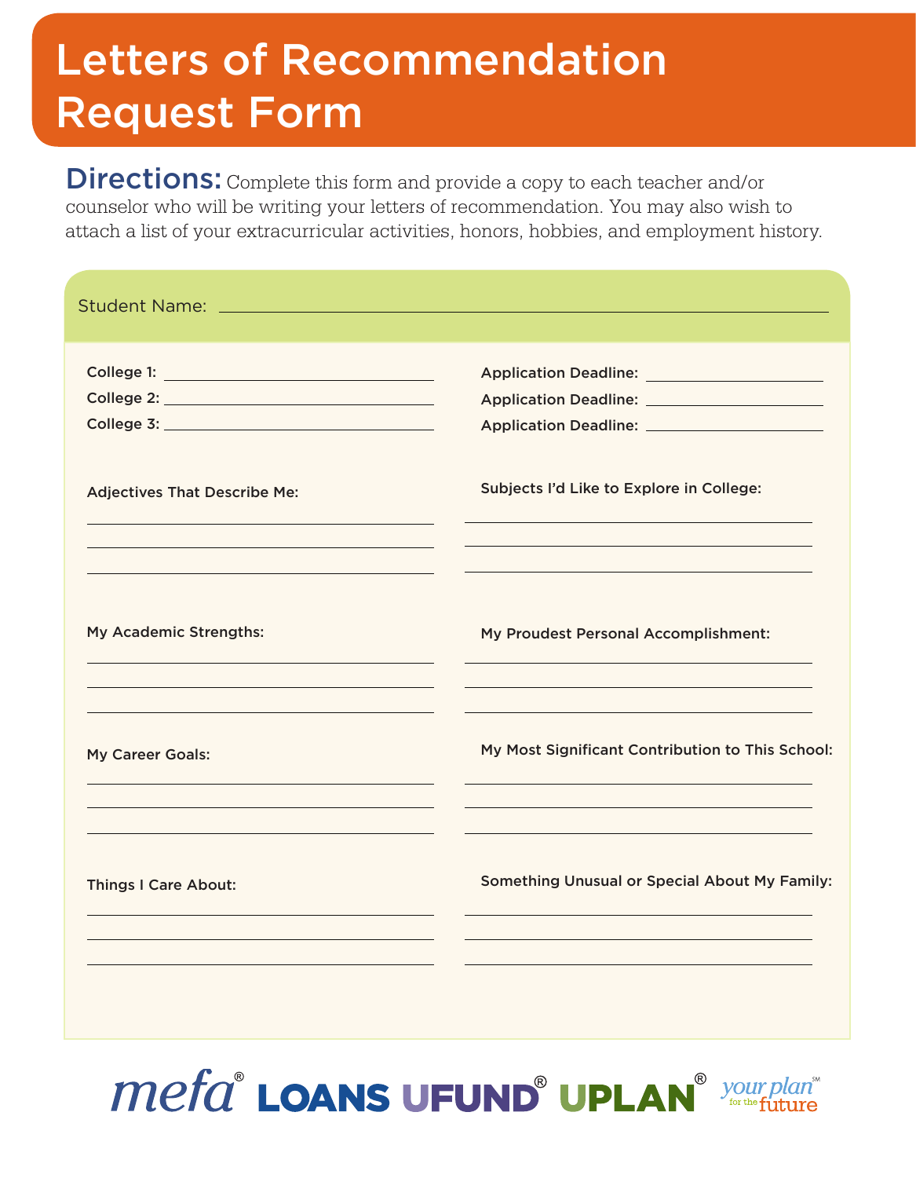# Letters of Recommendation Request Form

**Directions:** Complete this form and provide a copy to each teacher and/or counselor who will be writing your letters of recommendation. You may also wish to attach a list of your extracurricular activities, honors, hobbies, and employment history.

Student Name: ______________________________________________

College 1: ______________________ Application Deadline: ____________

College 2: ______________________ Application Deadline: ____________

College 3: ______________________ Application Deadline: ____________

**Adjectives That Describe Me:**

______________________________

______________________________

______________________________

**Subjects I'd Like to Explore in College:**

______________________________

______________________________

______________________________

**My Academic Strengths:**

______________________________

______________________________

______________________________

**My Proudest Personal Accomplishment:**

______________________________

______________________________

______________________________

**My Career Goals:**

______________________________

______________________________

______________________________

**My Most Significant Contribution to This School:**

______________________________

______________________________

______________________________

**Things I Care About:**

______________________________

______________________________

______________________________

**Something Unusual or Special About My Family:**

______________________________

______________________________

______________________________

mefa® LOANS UFUND® UPLAN® your plan for the future℠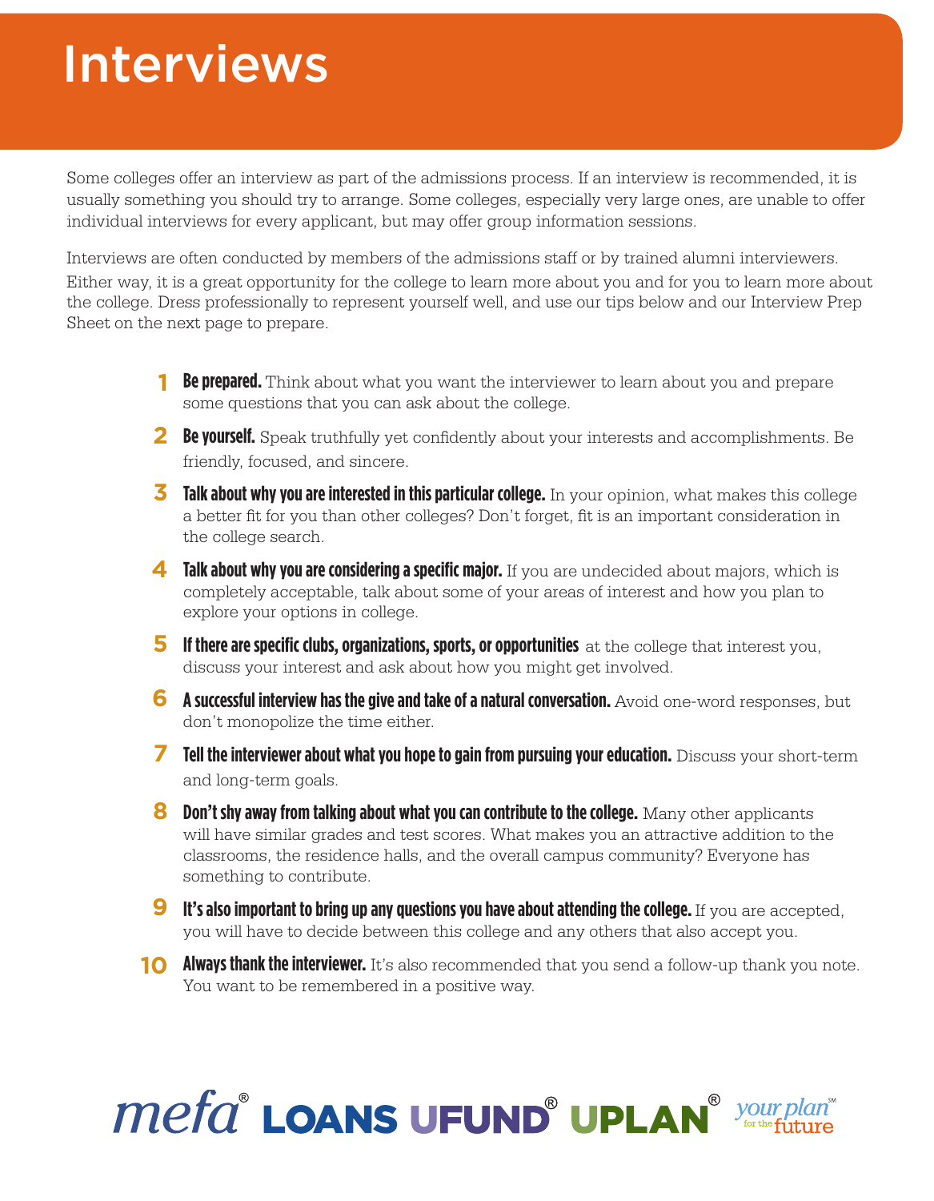# Interviews

Some colleges offer an interview as part of the admissions process. If an interview is recommended, it is usually something you should try to arrange. Some colleges, especially very large ones, are unable to offer individual interviews for every applicant, but may offer group information sessions.

Interviews are often conducted by members of the admissions staff or by trained alumni interviewers. Either way, it is a great opportunity for the college to learn more about you and for you to learn more about the college. Dress professionally to represent yourself well, and use our tips below and our Interview Prep Sheet on the next page to prepare.

1. **Be prepared.** Think about what you want the interviewer to learn about you and prepare some questions that you can ask about the college.
2. **Be yourself.** Speak truthfully yet confidently about your interests and accomplishments. Be friendly, focused, and sincere.
3. **Talk about why you are interested in this particular college.** In your opinion, what makes this college a better fit for you than other colleges? Don't forget, fit is an important consideration in the college search.
4. **Talk about why you are considering a specific major.** If you are undecided about majors, which is completely acceptable, talk about some of your areas of interest and how you plan to explore your options in college.
5. **If there are specific clubs, organizations, sports, or opportunities** at the college that interest you, discuss your interest and ask about how you might get involved.
6. **A successful interview has the give and take of a natural conversation.** Avoid one-word responses, but don't monopolize the time either.
7. **Tell the interviewer about what you hope to gain from pursuing your education.** Discuss your short-term and long-term goals.
8. **Don't shy away from talking about what you can contribute to the college.** Many other applicants will have similar grades and test scores. What makes you an attractive addition to the classrooms, the residence halls, and the overall campus community? Everyone has something to contribute.
9. **It's also important to bring up any questions you have about attending the college.** If you are accepted, you will have to decide between this college and any others that also accept you.
10. **Always thank the interviewer.** It's also recommended that you send a follow-up thank you note. You want to be remembered in a positive way.

mefa® LOANS UFUND® UPLAN® your plan℠ for the future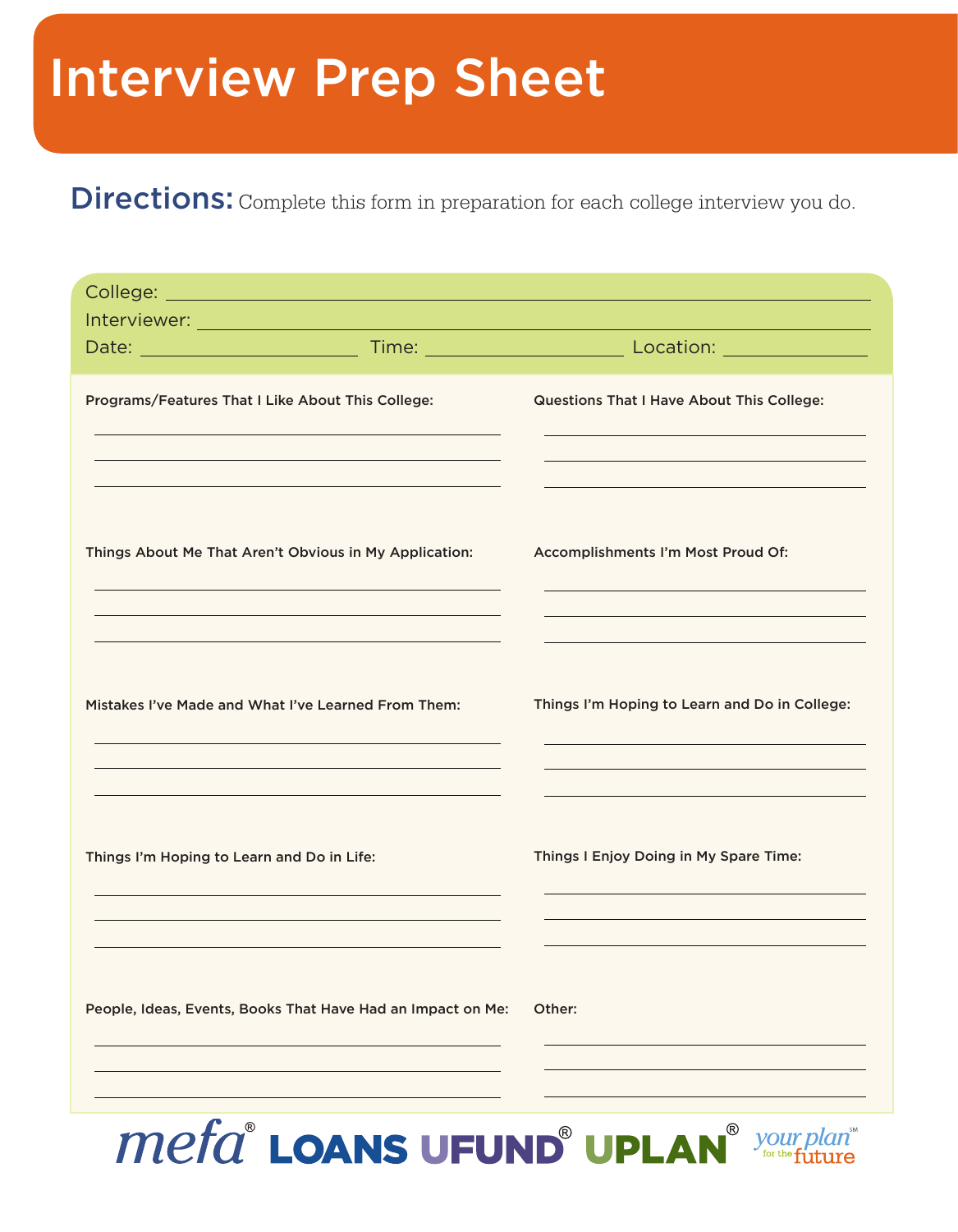# Interview Prep Sheet

**Directions:** Complete this form in preparation for each college interview you do.

College: ______________________________

Interviewer: ______________________________

Date: ______________ Time: ______________ Location: ______________

**Programs/Features That I Like About This College:**

______________________________

______________________________

______________________________

**Questions That I Have About This College:**

______________________________

______________________________

______________________________

**Things About Me That Aren't Obvious in My Application:**

______________________________

______________________________

______________________________

**Accomplishments I'm Most Proud Of:**

______________________________

______________________________

______________________________

**Mistakes I've Made and What I've Learned From Them:**

______________________________

______________________________

______________________________

**Things I'm Hoping to Learn and Do in College:**

______________________________

______________________________

______________________________

**Things I'm Hoping to Learn and Do in Life:**

______________________________

______________________________

______________________________

**Things I Enjoy Doing in My Spare Time:**

______________________________

______________________________

______________________________

**People, Ideas, Events, Books That Have Had an Impact on Me:**

______________________________

______________________________

______________________________

**Other:**

______________________________

______________________________

______________________________

mefa® LOANS UFUND® UPLAN® your plan℠ for the future